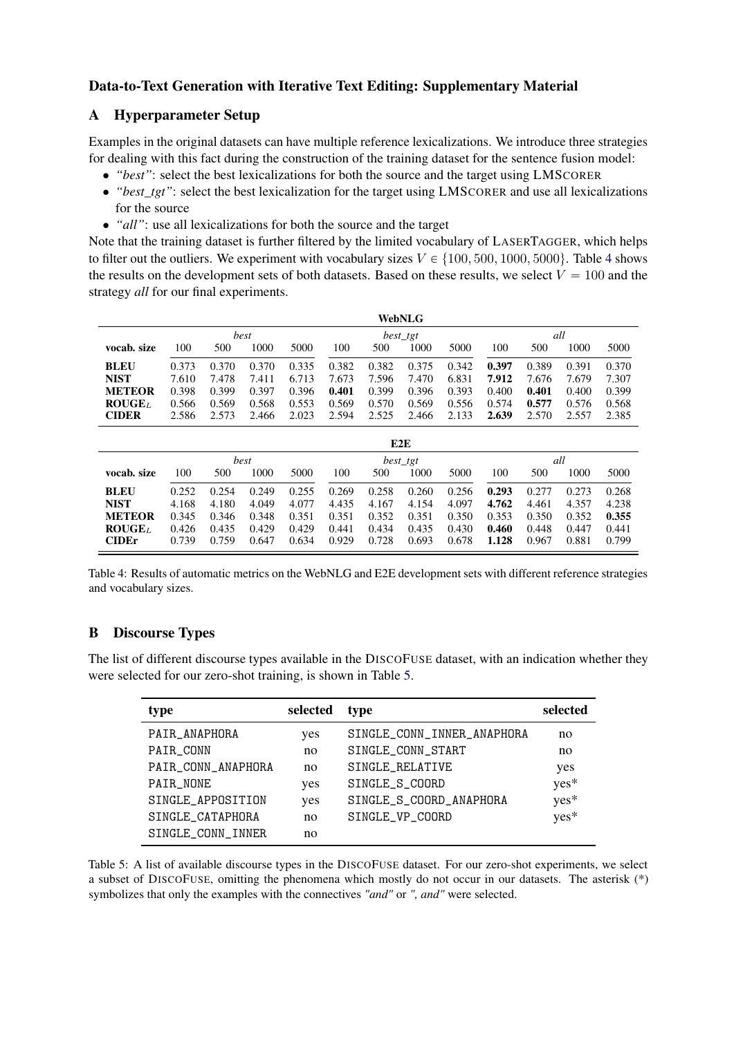# Data-to-Text Generation with Iterative Text Editing: Supplementary Material

## A Hyperparameter Setup

Examples in the original datasets can have multiple reference lexicalizations. We introduce three strategies for dealing with this fact during the construction of the training dataset for the sentence fusion model:

- *"best"*: select the best lexicalizations for both the source and the target using LMSCORER
- *"best_tgt"*: select the best lexicalization for the target using LMSCORER and use all lexicalizations for the source
- *"all"*: use all lexicalizations for both the source and the target

Note that the training dataset is further filtered by the limited vocabulary of LASERTAGGER, which helps to filter out the outliers. We experiment with vocabulary sizes $V \in \{100, 500, 1000, 5000\}$. Table 4 shows the results on the development sets of both datasets. Based on these results, we select $V = 100$ and the strategy *all* for our final experiments.

| **WebNLG** | | | | | | | | | | | | |
|---|---|---|---|---|---|---|---|---|---|---|---|---|
| | *best* | | | | *best_tgt* | | | | *all* | | | |
| **vocab. size** | 100 | 500 | 1000 | 5000 | 100 | 500 | 1000 | 5000 | 100 | 500 | 1000 | 5000 |
| **BLEU** | 0.373 | 0.370 | 0.370 | 0.335 | 0.382 | 0.382 | 0.375 | 0.342 | **0.397** | 0.389 | 0.391 | 0.370 |
| **NIST** | 7.610 | 7.478 | 7.411 | 6.713 | 7.673 | 7.596 | 7.470 | 6.831 | **7.912** | 7.676 | 7.679 | 7.307 |
| **METEOR** | 0.398 | 0.399 | 0.397 | 0.396 | **0.401** | 0.399 | 0.396 | 0.393 | 0.400 | **0.401** | 0.400 | 0.399 |
| **ROUGE$_L$** | 0.566 | 0.569 | 0.568 | 0.553 | 0.569 | 0.570 | 0.569 | 0.556 | 0.574 | **0.577** | 0.576 | 0.568 |
| **CIDER** | 2.586 | 2.573 | 2.466 | 2.023 | 2.594 | 2.525 | 2.466 | 2.133 | **2.639** | 2.570 | 2.557 | 2.385 |

| **E2E** | | | | | | | | | | | | |
|---|---|---|---|---|---|---|---|---|---|---|---|---|
| | *best* | | | | *best_tgt* | | | | *all* | | | |
| **vocab. size** | 100 | 500 | 1000 | 5000 | 100 | 500 | 1000 | 5000 | 100 | 500 | 1000 | 5000 |
| **BLEU** | 0.252 | 0.254 | 0.249 | 0.255 | 0.269 | 0.258 | 0.260 | 0.256 | **0.293** | 0.277 | 0.273 | 0.268 |
| **NIST** | 4.168 | 4.180 | 4.049 | 4.077 | 4.435 | 4.167 | 4.154 | 4.097 | **4.762** | 4.461 | 4.357 | 4.238 |
| **METEOR** | 0.345 | 0.346 | 0.348 | 0.351 | 0.351 | 0.352 | 0.351 | 0.350 | 0.353 | 0.350 | 0.352 | **0.355** |
| **ROUGE$_L$** | 0.426 | 0.435 | 0.429 | 0.429 | 0.441 | 0.434 | 0.435 | 0.430 | **0.460** | 0.448 | 0.447 | 0.441 |
| **CIDEr** | 0.739 | 0.759 | 0.647 | 0.634 | 0.929 | 0.728 | 0.693 | 0.678 | **1.128** | 0.967 | 0.881 | 0.799 |

Table 4: Results of automatic metrics on the WebNLG and E2E development sets with different reference strategies and vocabulary sizes.

## B Discourse Types

The list of different discourse types available in the DISCOFUSE dataset, with an indication whether they were selected for our zero-shot training, is shown in Table 5.

| **type** | **selected** | **type** | **selected** |
|---|---|---|---|
| PAIR_ANAPHORA | yes | SINGLE_CONN_INNER_ANAPHORA | no |
| PAIR_CONN | no | SINGLE_CONN_START | no |
| PAIR_CONN_ANAPHORA | no | SINGLE_RELATIVE | yes |
| PAIR_NONE | yes | SINGLE_S_COORD | yes* |
| SINGLE_APPOSITION | yes | SINGLE_S_COORD_ANAPHORA | yes* |
| SINGLE_CATAPHORA | no | SINGLE_VP_COORD | yes* |
| SINGLE_CONN_INNER | no | | |

Table 5: A list of available discourse types in the DISCOFUSE dataset. For our zero-shot experiments, we select a subset of DISCOFUSE, omitting the phenomena which mostly do not occur in our datasets. The asterisk (*) symbolizes that only the examples with the connectives *"and"* or *", and"* were selected.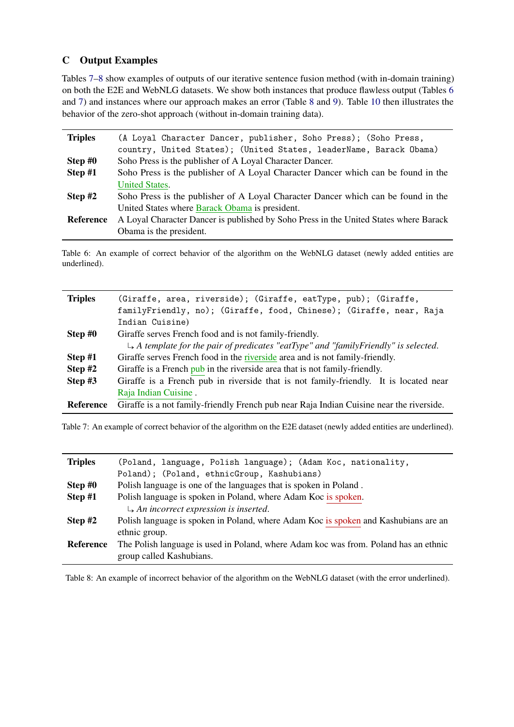## C Output Examples

Tables 7–8 show examples of outputs of our iterative sentence fusion method (with in-domain training) on both the E2E and WebNLG datasets. We show both instances that produce flawless output (Tables 6 and 7) and instances where our approach makes an error (Table 8 and 9). Table 10 then illustrates the behavior of the zero-shot approach (without in-domain training data).

| | |
|---|---|
| **Triples** | `(A Loyal Character Dancer, publisher, Soho Press); (Soho Press, country, United States); (United States, leaderName, Barack Obama)` |
| **Step #0** | Soho Press is the publisher of A Loyal Character Dancer. |
| **Step #1** | Soho Press is the publisher of A Loyal Character Dancer which can be found in the <u>United States</u>. |
| **Step #2** | Soho Press is the publisher of A Loyal Character Dancer which can be found in the United States where <u>Barack Obama</u> is president. |
| **Reference** | A Loyal Character Dancer is published by Soho Press in the United States where Barack Obama is the president. |

Table 6: An example of correct behavior of the algorithm on the WebNLG dataset (newly added entities are underlined).

| | |
|---|---|
| **Triples** | `(Giraffe, area, riverside); (Giraffe, eatType, pub); (Giraffe, familyFriendly, no); (Giraffe, food, Chinese); (Giraffe, near, Raja Indian Cuisine)` |
| **Step #0** | Giraffe serves French food and is not family-friendly.<br>↳ *A template for the pair of predicates "eatType" and "familyFriendly" is selected.* |
| **Step #1** | Giraffe serves French food in the <u>riverside</u> area and is not family-friendly. |
| **Step #2** | Giraffe is a French <u>pub</u> in the riverside area that is not family-friendly. |
| **Step #3** | Giraffe is a French pub in riverside that is not family-friendly. It is located near <u>Raja Indian Cuisine</u> . |
| **Reference** | Giraffe is a not family-friendly French pub near Raja Indian Cuisine near the riverside. |

Table 7: An example of correct behavior of the algorithm on the E2E dataset (newly added entities are underlined).

| | |
|---|---|
| **Triples** | `(Poland, language, Polish language); (Adam Koc, nationality, Poland); (Poland, ethnicGroup, Kashubians)` |
| **Step #0** | Polish language is one of the languages that is spoken in Poland . |
| **Step #1** | Polish language is spoken in Poland, where Adam Koc <u>is spoken</u>.<br>↳ *An incorrect expression is inserted.* |
| **Step #2** | Polish language is spoken in Poland, where Adam Koc <u>is spoken</u> and Kashubians are an ethnic group. |
| **Reference** | The Polish language is used in Poland, where Adam koc was from. Poland has an ethnic group called Kashubians. |

Table 8: An example of incorrect behavior of the algorithm on the WebNLG dataset (with the error underlined).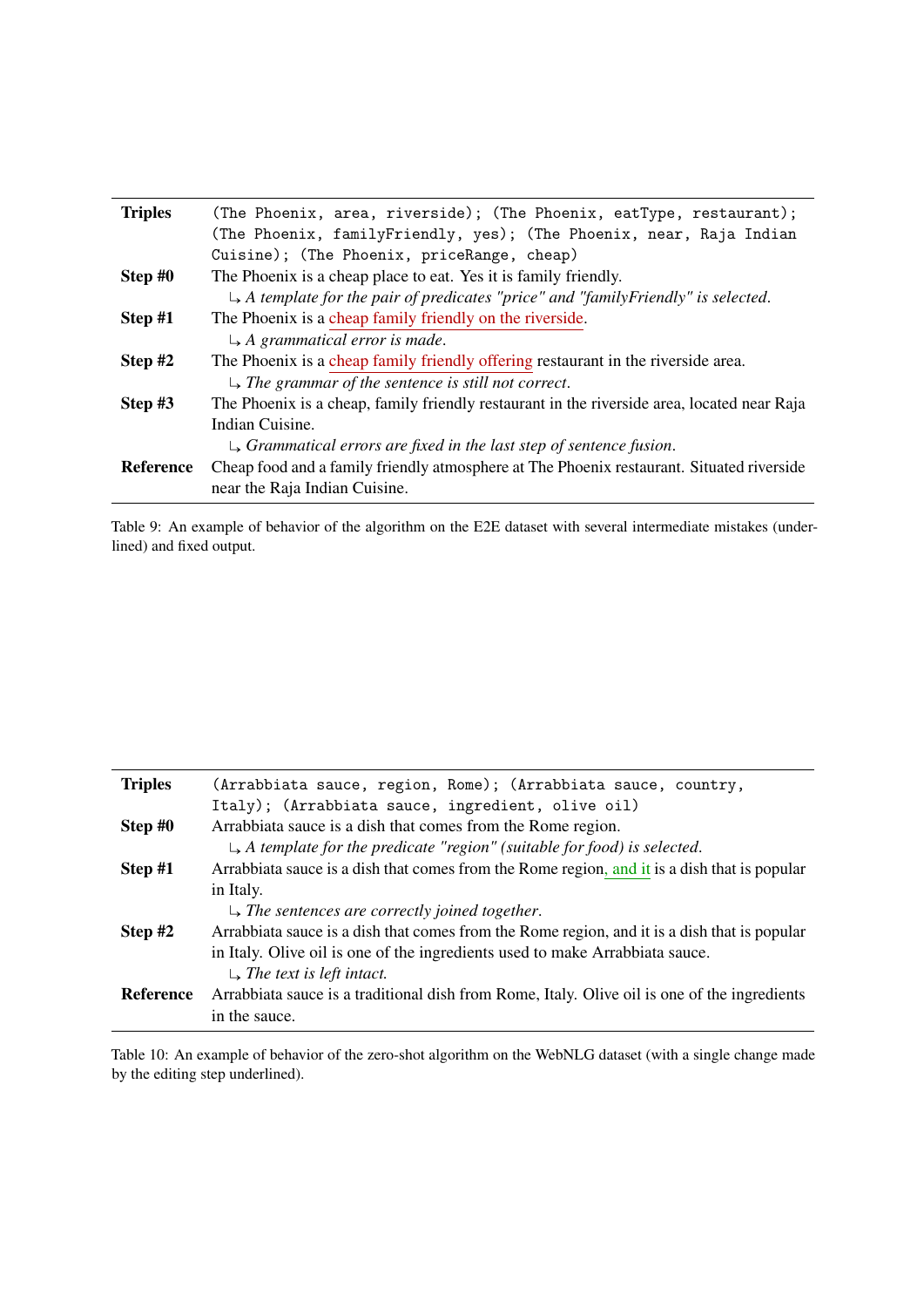| | |
|---|---|
| **Triples** | `(The Phoenix, area, riverside); (The Phoenix, eatType, restaurant); (The Phoenix, familyFriendly, yes); (The Phoenix, near, Raja Indian Cuisine); (The Phoenix, priceRange, cheap)` |
| **Step #0** | The Phoenix is a cheap place to eat. Yes it is family friendly. <br> ↳ *A template for the pair of predicates "price" and "familyFriendly" is selected.* |
| **Step #1** | The Phoenix is a cheap family friendly on the riverside. <br> ↳ *A grammatical error is made.* |
| **Step #2** | The Phoenix is a cheap family friendly offering restaurant in the riverside area. <br> ↳ *The grammar of the sentence is still not correct.* |
| **Step #3** | The Phoenix is a cheap, family friendly restaurant in the riverside area, located near Raja Indian Cuisine. <br> ↳ *Grammatical errors are fixed in the last step of sentence fusion.* |
| **Reference** | Cheap food and a family friendly atmosphere at The Phoenix restaurant. Situated riverside near the Raja Indian Cuisine. |

Table 9: An example of behavior of the algorithm on the E2E dataset with several intermediate mistakes (underlined) and fixed output.

| | |
|---|---|
| **Triples** | `(Arrabbiata sauce, region, Rome); (Arrabbiata sauce, country, Italy); (Arrabbiata sauce, ingredient, olive oil)` |
| **Step #0** | Arrabbiata sauce is a dish that comes from the Rome region. <br> ↳ *A template for the predicate "region" (suitable for food) is selected.* |
| **Step #1** | Arrabbiata sauce is a dish that comes from the Rome region, and it is a dish that is popular in Italy. <br> ↳ *The sentences are correctly joined together.* |
| **Step #2** | Arrabbiata sauce is a dish that comes from the Rome region, and it is a dish that is popular in Italy. Olive oil is one of the ingredients used to make Arrabbiata sauce. <br> ↳ *The text is left intact.* |
| **Reference** | Arrabbiata sauce is a traditional dish from Rome, Italy. Olive oil is one of the ingredients in the sauce. |

Table 10: An example of behavior of the zero-shot algorithm on the WebNLG dataset (with a single change made by the editing step underlined).